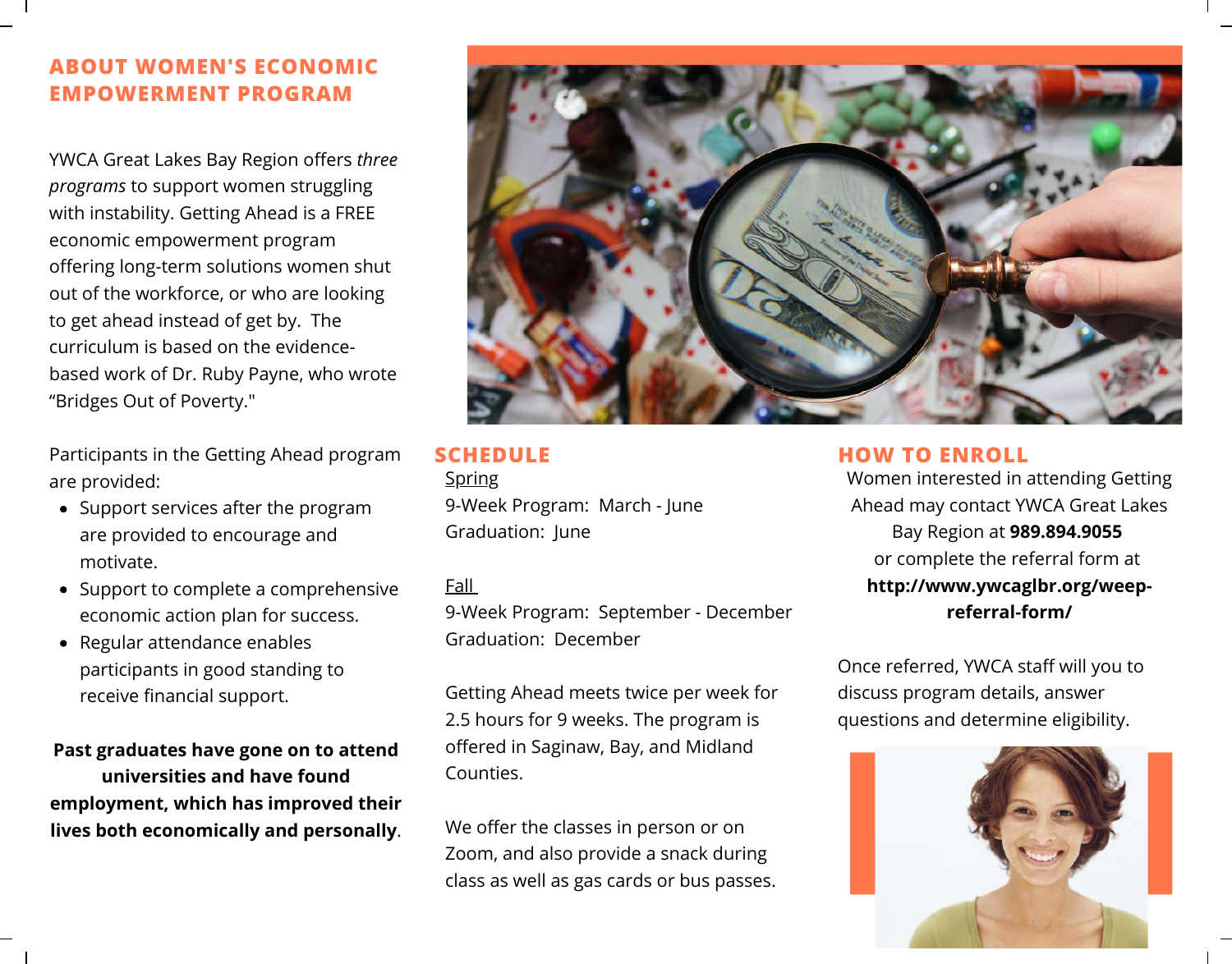## ABOUT WOMEN'S ECONOMIC EMPOWERMENT PROGRAM

YWCA Great Lakes Bay Region offers *three programs* to support women struggling with instability. Getting Ahead is a FREE economic empowerment program offering long-term solutions women shut out of the workforce, or who are looking to get ahead instead of get by. The curriculum is based on the evidence-based work of Dr. Ruby Payne, who wrote "Bridges Out of Poverty."

Participants in the Getting Ahead program are provided:

- Support services after the program are provided to encourage and motivate.
- Support to complete a comprehensive economic action plan for success.
- Regular attendance enables participants in good standing to receive financial support.

**Past graduates have gone on to attend universities and have found employment, which has improved their lives both economically and personally**.

## SCHEDULE

Spring
9-Week Program: March - June
Graduation: June

Fall
9-Week Program: September - December
Graduation: December

Getting Ahead meets twice per week for 2.5 hours for 9 weeks. The program is offered in Saginaw, Bay, and Midland Counties.

We offer the classes in person or on Zoom, and also provide a snack during class as well as gas cards or bus passes.

## HOW TO ENROLL

Women interested in attending Getting Ahead may contact YWCA Great Lakes Bay Region at **989.894.9055** or complete the referral form at **http://www.ywcaglbr.org/weep-referral-form/**

Once referred, YWCA staff will you to discuss program details, answer questions and determine eligibility.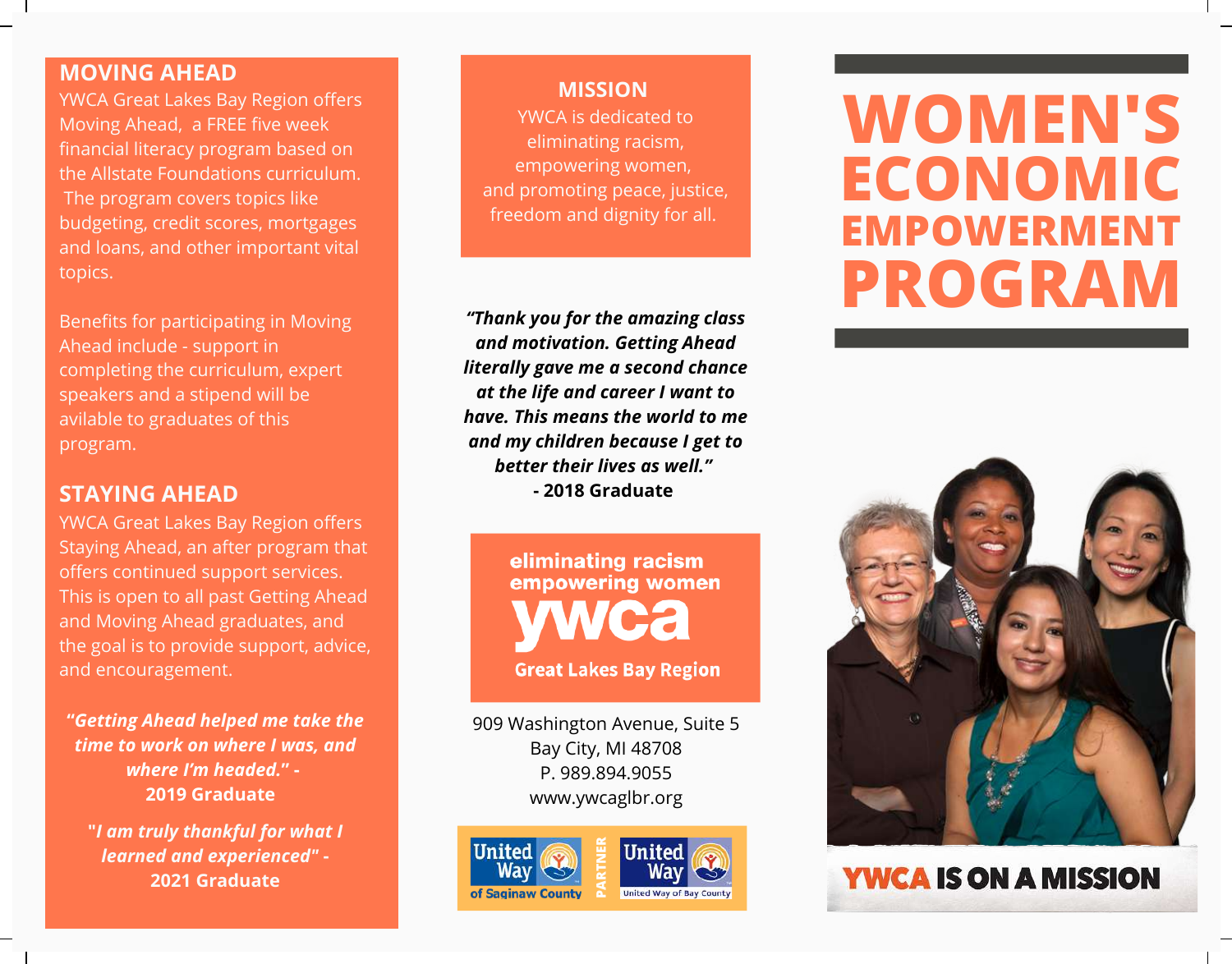## MOVING AHEAD

YWCA Great Lakes Bay Region offers Moving Ahead, a FREE five week financial literacy program based on the Allstate Foundations curriculum. The program covers topics like budgeting, credit scores, mortgages and loans, and other important vital topics.

Benefits for participating in Moving Ahead include - support in completing the curriculum, expert speakers and a stipend will be avilable to graduates of this program.

## STAYING AHEAD

YWCA Great Lakes Bay Region offers Staying Ahead, an after program that offers continued support services. This is open to all past Getting Ahead and Moving Ahead graduates, and the goal is to provide support, advice, and encouragement.

***"Getting Ahead helped me take the time to work on where I was, and where I'm headed." -***
**2019 Graduate**

***"I am truly thankful for what I learned and experienced" -***
**2021 Graduate**

## MISSION

YWCA is dedicated to eliminating racism, empowering women, and promoting peace, justice, freedom and dignity for all.

***"Thank you for the amazing class and motivation. Getting Ahead literally gave me a second chance at the life and career I want to have. This means the world to me and my children because I get to better their lives as well."***
**- 2018 Graduate**

**eliminating racism**
**empowering women**
**ywca**
**Great Lakes Bay Region**

909 Washington Avenue, Suite 5
Bay City, MI 48708
P. 989.894.9055
www.ywcaglbr.org

United Way of Saginaw County | PARTNER | United Way of Bay County

# WOMEN'S ECONOMIC EMPOWERMENT PROGRAM

YWCA IS ON A MISSION